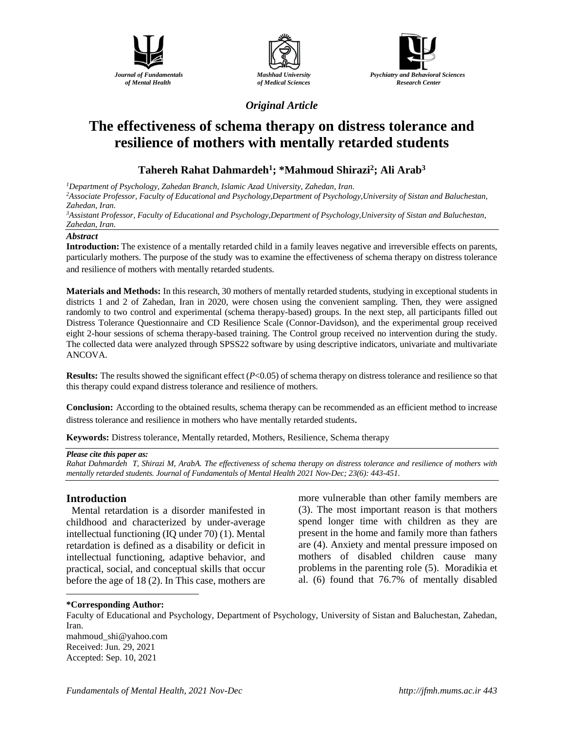Journal of Fundamentals of Mental Health

Mashhad University of Medical Sciences

Psychiatry and Behavioral Sciences Research Center

*Original Article*

# The effectiveness of schema therapy on distress tolerance and resilience of mothers with mentally retarded students

**Tahereh Rahat Dahmardeh[1]; *Mahmoud Shirazi[2]; Ali Arab[3]**

[1]*Department of Psychology, Zahedan Branch, Islamic Azad University, Zahedan, Iran.*
[2]*Associate Professor, Faculty of Educational and Psychology,Department of Psychology,University of Sistan and Baluchestan, Zahedan, Iran.*
[3]*Assistant Professor, Faculty of Educational and Psychology,Department of Psychology,University of Sistan and Baluchestan, Zahedan, Iran.*

***Abstract***

**Introduction:** The existence of a mentally retarded child in a family leaves negative and irreversible effects on parents, particularly mothers. The purpose of the study was to examine the effectiveness of schema therapy on distress tolerance and resilience of mothers with mentally retarded students.

**Materials and Methods:** In this research, 30 mothers of mentally retarded students, studying in exceptional students in districts 1 and 2 of Zahedan, Iran in 2020, were chosen using the convenient sampling. Then, they were assigned randomly to two control and experimental (schema therapy-based) groups. In the next step, all participants filled out Distress Tolerance Questionnaire and CD Resilience Scale (Connor-Davidson), and the experimental group received eight 2-hour sessions of schema therapy-based training. The Control group received no intervention during the study. The collected data were analyzed through SPSS22 software by using descriptive indicators, univariate and multivariate ANCOVA.

**Results:** The results showed the significant effect ($P<0.05$) of schema therapy on distress tolerance and resilience so that this therapy could expand distress tolerance and resilience of mothers.

**Conclusion:** According to the obtained results, schema therapy can be recommended as an efficient method to increase distress tolerance and resilience in mothers who have mentally retarded students.

**Keywords:** Distress tolerance, Mentally retarded, Mothers, Resilience, Schema therapy

***Please cite this paper as:***
*Rahat Dahmardeh T, Shirazi M, ArabA. The effectiveness of schema therapy on distress tolerance and resilience of mothers with mentally retarded students. Journal of Fundamentals of Mental Health 2021 Nov-Dec; 23(6): 443-451.*

## Introduction

Mental retardation is a disorder manifested in childhood and characterized by under-average intellectual functioning (IQ under 70) (1). Mental retardation is defined as a disability or deficit in intellectual functioning, adaptive behavior, and practical, social, and conceptual skills that occur before the age of 18 (2). In This case, mothers are more vulnerable than other family members are (3). The most important reason is that mothers spend longer time with children as they are present in the home and family more than fathers are (4). Anxiety and mental pressure imposed on mothers of disabled children cause many problems in the parenting role (5). Moradikia et al. (6) found that 76.7% of mentally disabled

**\*Corresponding Author:**
Faculty of Educational and Psychology, Department of Psychology, University of Sistan and Baluchestan, Zahedan, Iran.
mahmoud_shi@yahoo.com
Received: Jun. 29, 2021
Accepted: Sep. 10, 2021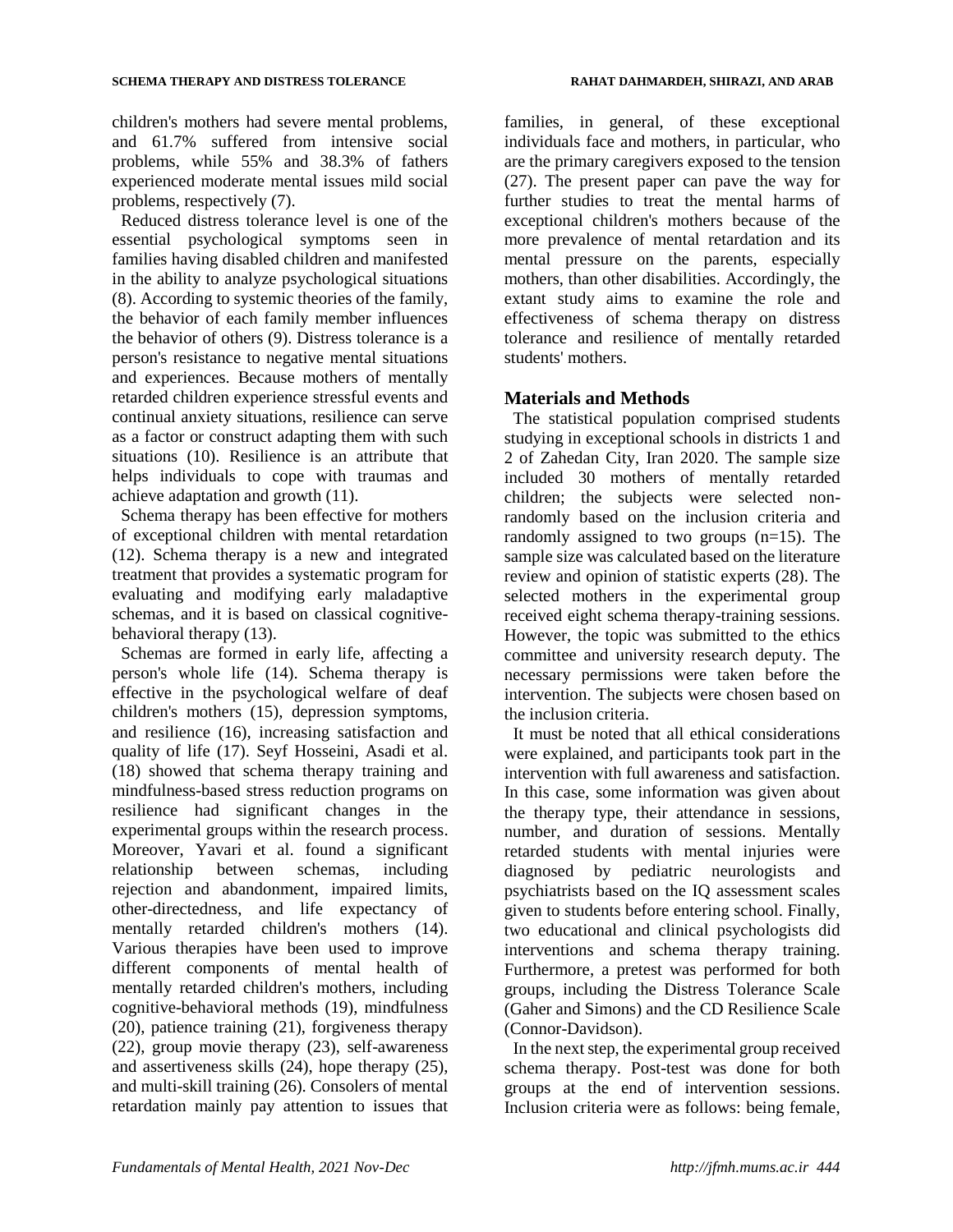children's mothers had severe mental problems, and 61.7% suffered from intensive social problems, while 55% and 38.3% of fathers experienced moderate mental issues mild social problems, respectively (7).

Reduced distress tolerance level is one of the essential psychological symptoms seen in families having disabled children and manifested in the ability to analyze psychological situations (8). According to systemic theories of the family, the behavior of each family member influences the behavior of others (9). Distress tolerance is a person's resistance to negative mental situations and experiences. Because mothers of mentally retarded children experience stressful events and continual anxiety situations, resilience can serve as a factor or construct adapting them with such situations (10). Resilience is an attribute that helps individuals to cope with traumas and achieve adaptation and growth (11).

Schema therapy has been effective for mothers of exceptional children with mental retardation (12). Schema therapy is a new and integrated treatment that provides a systematic program for evaluating and modifying early maladaptive schemas, and it is based on classical cognitive-behavioral therapy (13).

Schemas are formed in early life, affecting a person's whole life (14). Schema therapy is effective in the psychological welfare of deaf children's mothers (15), depression symptoms, and resilience (16), increasing satisfaction and quality of life (17). Seyf Hosseini, Asadi et al. (18) showed that schema therapy training and mindfulness-based stress reduction programs on resilience had significant changes in the experimental groups within the research process. Moreover, Yavari et al. found a significant relationship between schemas, including rejection and abandonment, impaired limits, other-directedness, and life expectancy of mentally retarded children's mothers (14). Various therapies have been used to improve different components of mental health of mentally retarded children's mothers, including cognitive-behavioral methods (19), mindfulness (20), patience training (21), forgiveness therapy (22), group movie therapy (23), self-awareness and assertiveness skills (24), hope therapy (25), and multi-skill training (26). Consolers of mental retardation mainly pay attention to issues that families, in general, of these exceptional individuals face and mothers, in particular, who are the primary caregivers exposed to the tension (27). The present paper can pave the way for further studies to treat the mental harms of exceptional children's mothers because of the more prevalence of mental retardation and its mental pressure on the parents, especially mothers, than other disabilities. Accordingly, the extant study aims to examine the role and effectiveness of schema therapy on distress tolerance and resilience of mentally retarded students' mothers.

## Materials and Methods

The statistical population comprised students studying in exceptional schools in districts 1 and 2 of Zahedan City, Iran 2020. The sample size included 30 mothers of mentally retarded children; the subjects were selected non-randomly based on the inclusion criteria and randomly assigned to two groups (n=15). The sample size was calculated based on the literature review and opinion of statistic experts (28). The selected mothers in the experimental group received eight schema therapy-training sessions. However, the topic was submitted to the ethics committee and university research deputy. The necessary permissions were taken before the intervention. The subjects were chosen based on the inclusion criteria.

It must be noted that all ethical considerations were explained, and participants took part in the intervention with full awareness and satisfaction. In this case, some information was given about the therapy type, their attendance in sessions, number, and duration of sessions. Mentally retarded students with mental injuries were diagnosed by pediatric neurologists and psychiatrists based on the IQ assessment scales given to students before entering school. Finally, two educational and clinical psychologists did interventions and schema therapy training. Furthermore, a pretest was performed for both groups, including the Distress Tolerance Scale (Gaher and Simons) and the CD Resilience Scale (Connor-Davidson).

In the next step, the experimental group received schema therapy. Post-test was done for both groups at the end of intervention sessions. Inclusion criteria were as follows: being female,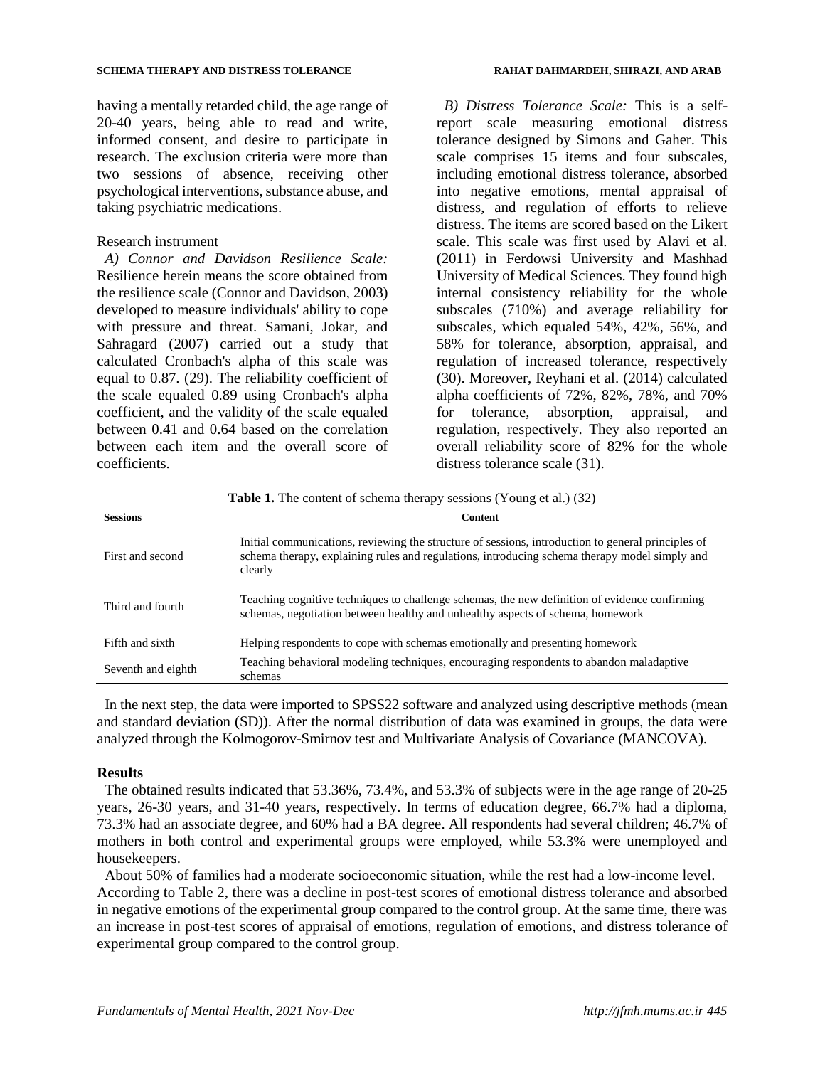having a mentally retarded child, the age range of 20-40 years, being able to read and write, informed consent, and desire to participate in research. The exclusion criteria were more than two sessions of absence, receiving other psychological interventions, substance abuse, and taking psychiatric medications.

Research instrument

*A) Connor and Davidson Resilience Scale:* Resilience herein means the score obtained from the resilience scale (Connor and Davidson, 2003) developed to measure individuals' ability to cope with pressure and threat. Samani, Jokar, and Sahragard (2007) carried out a study that calculated Cronbach's alpha of this scale was equal to 0.87. (29). The reliability coefficient of the scale equaled 0.89 using Cronbach's alpha coefficient, and the validity of the scale equaled between 0.41 and 0.64 based on the correlation between each item and the overall score of coefficients.

*B) Distress Tolerance Scale:* This is a self-report scale measuring emotional distress tolerance designed by Simons and Gaher. This scale comprises 15 items and four subscales, including emotional distress tolerance, absorbed into negative emotions, mental appraisal of distress, and regulation of efforts to relieve distress. The items are scored based on the Likert scale. This scale was first used by Alavi et al. (2011) in Ferdowsi University and Mashhad University of Medical Sciences. They found high internal consistency reliability for the whole subscales (710%) and average reliability for subscales, which equaled 54%, 42%, 56%, and 58% for tolerance, absorption, appraisal, and regulation of increased tolerance, respectively (30). Moreover, Reyhani et al. (2014) calculated alpha coefficients of 72%, 82%, 78%, and 70% for tolerance, absorption, appraisal, and regulation, respectively. They also reported an overall reliability score of 82% for the whole distress tolerance scale (31).

**Table 1.** The content of schema therapy sessions (Young et al.) (32)

| Sessions | Content |
|---|---|
| First and second | Initial communications, reviewing the structure of sessions, introduction to general principles of schema therapy, explaining rules and regulations, introducing schema therapy model simply and clearly |
| Third and fourth | Teaching cognitive techniques to challenge schemas, the new definition of evidence confirming schemas, negotiation between healthy and unhealthy aspects of schema, homework |
| Fifth and sixth | Helping respondents to cope with schemas emotionally and presenting homework |
| Seventh and eighth | Teaching behavioral modeling techniques, encouraging respondents to abandon maladaptive schemas |

In the next step, the data were imported to SPSS22 software and analyzed using descriptive methods (mean and standard deviation (SD)). After the normal distribution of data was examined in groups, the data were analyzed through the Kolmogorov-Smirnov test and Multivariate Analysis of Covariance (MANCOVA).

## Results

The obtained results indicated that 53.36%, 73.4%, and 53.3% of subjects were in the age range of 20-25 years, 26-30 years, and 31-40 years, respectively. In terms of education degree, 66.7% had a diploma, 73.3% had an associate degree, and 60% had a BA degree. All respondents had several children; 46.7% of mothers in both control and experimental groups were employed, while 53.3% were unemployed and housekeepers.

About 50% of families had a moderate socioeconomic situation, while the rest had a low-income level. According to Table 2, there was a decline in post-test scores of emotional distress tolerance and absorbed in negative emotions of the experimental group compared to the control group. At the same time, there was an increase in post-test scores of appraisal of emotions, regulation of emotions, and distress tolerance of experimental group compared to the control group.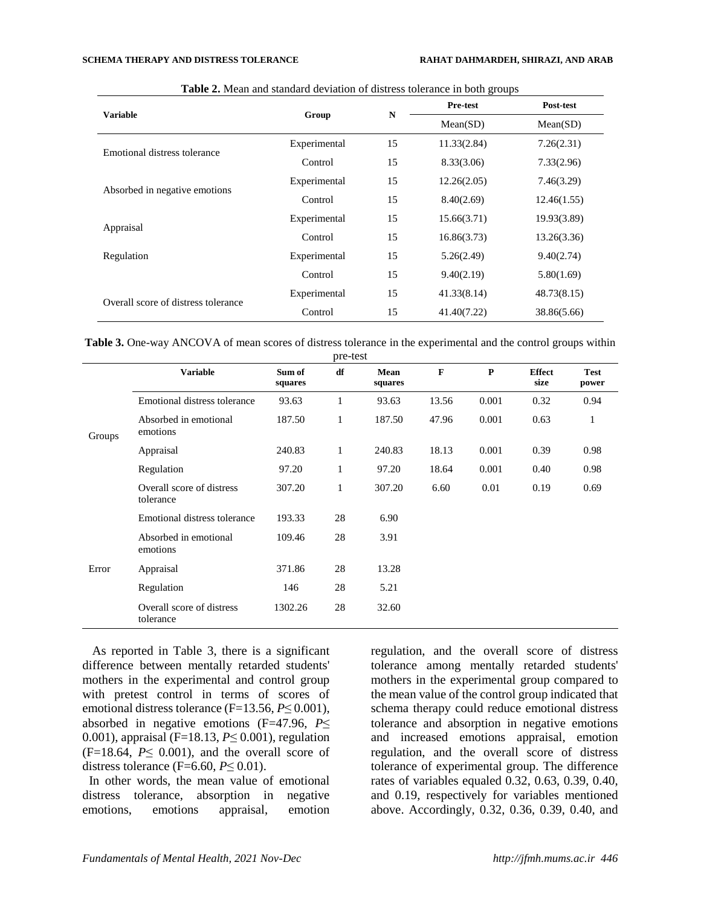**Table 2.** Mean and standard deviation of distress tolerance in both groups

| Variable | Group | N | Pre-test | Post-test |
|---|---|---|---|---|
| | | | Mean(SD) | Mean(SD) |
| Emotional distress tolerance | Experimental | 15 | 11.33(2.84) | 7.26(2.31) |
| | Control | 15 | 8.33(3.06) | 7.33(2.96) |
| Absorbed in negative emotions | Experimental | 15 | 12.26(2.05) | 7.46(3.29) |
| | Control | 15 | 8.40(2.69) | 12.46(1.55) |
| Appraisal | Experimental | 15 | 15.66(3.71) | 19.93(3.89) |
| | Control | 15 | 16.86(3.73) | 13.26(3.36) |
| Regulation | Experimental | 15 | 5.26(2.49) | 9.40(2.74) |
| | Control | 15 | 9.40(2.19) | 5.80(1.69) |
| Overall score of distress tolerance | Experimental | 15 | 41.33(8.14) | 48.73(8.15) |
| | Control | 15 | 41.40(7.22) | 38.86(5.66) |

**Table 3.** One-way ANCOVA of mean scores of distress tolerance in the experimental and the control groups within pre-test

| | Variable | Sum of squares | df | Mean squares | F | P | Effect size | Test power |
|---|---|---|---|---|---|---|---|---|
| Groups | Emotional distress tolerance | 93.63 | 1 | 93.63 | 13.56 | 0.001 | 0.32 | 0.94 |
| | Absorbed in emotional emotions | 187.50 | 1 | 187.50 | 47.96 | 0.001 | 0.63 | 1 |
| | Appraisal | 240.83 | 1 | 240.83 | 18.13 | 0.001 | 0.39 | 0.98 |
| | Regulation | 97.20 | 1 | 97.20 | 18.64 | 0.001 | 0.40 | 0.98 |
| | Overall score of distress tolerance | 307.20 | 1 | 307.20 | 6.60 | 0.01 | 0.19 | 0.69 |
| Error | Emotional distress tolerance | 193.33 | 28 | 6.90 | | | | |
| | Absorbed in emotional emotions | 109.46 | 28 | 3.91 | | | | |
| | Appraisal | 371.86 | 28 | 13.28 | | | | |
| | Regulation | 146 | 28 | 5.21 | | | | |
| | Overall score of distress tolerance | 1302.26 | 28 | 32.60 | | | | |

As reported in Table 3, there is a significant difference between mentally retarded students' mothers in the experimental and control group with pretest control in terms of scores of emotional distress tolerance ($F=13.56$, $P\leq 0.001$), absorbed in negative emotions ($F=47.96$, $P\leq 0.001$), appraisal ($F=18.13$, $P\leq 0.001$), regulation ($F=18.64$, $P\leq 0.001$), and the overall score of distress tolerance ($F=6.60$, $P\leq 0.01$).

In other words, the mean value of emotional distress tolerance, absorption in negative emotions, emotions appraisal, emotion regulation, and the overall score of distress tolerance among mentally retarded students' mothers in the experimental group compared to the mean value of the control group indicated that schema therapy could reduce emotional distress tolerance and absorption in negative emotions and increased emotions appraisal, emotion regulation, and the overall score of distress tolerance of experimental group. The difference rates of variables equaled 0.32, 0.63, 0.39, 0.40, and 0.19, respectively for variables mentioned above. Accordingly, 0.32, 0.36, 0.39, 0.40, and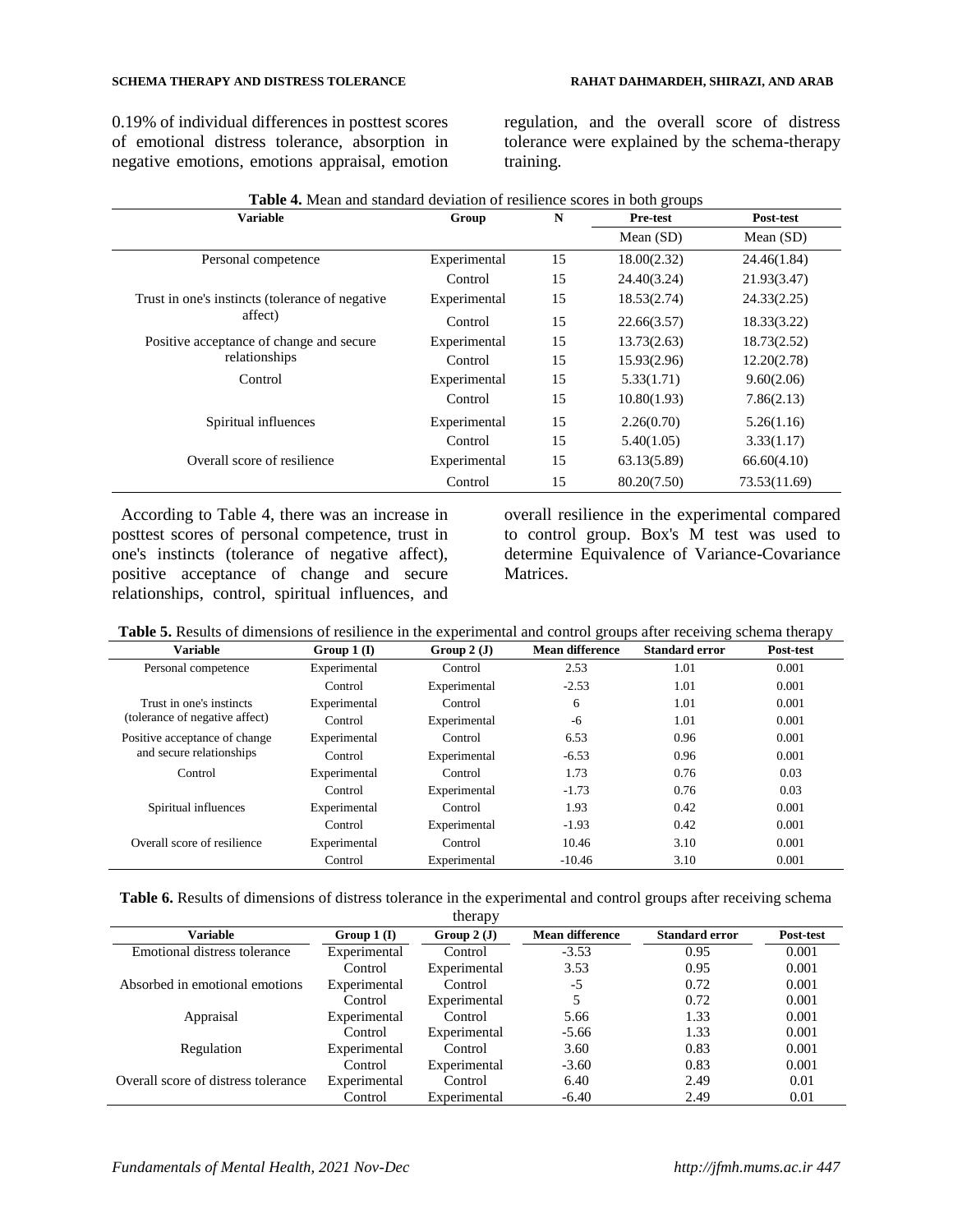0.19% of individual differences in posttest scores of emotional distress tolerance, absorption in negative emotions, emotions appraisal, emotion regulation, and the overall score of distress tolerance were explained by the schema-therapy training.

**Table 4.** Mean and standard deviation of resilience scores in both groups

| Variable | Group | N | Pre-test | Post-test |
|---|---|---|---|---|
| | | | Mean (SD) | Mean (SD) |
| Personal competence | Experimental | 15 | 18.00(2.32) | 24.46(1.84) |
| | Control | 15 | 24.40(3.24) | 21.93(3.47) |
| Trust in one's instincts (tolerance of negative affect) | Experimental | 15 | 18.53(2.74) | 24.33(2.25) |
| | Control | 15 | 22.66(3.57) | 18.33(3.22) |
| Positive acceptance of change and secure relationships | Experimental | 15 | 13.73(2.63) | 18.73(2.52) |
| | Control | 15 | 15.93(2.96) | 12.20(2.78) |
| Control | Experimental | 15 | 5.33(1.71) | 9.60(2.06) |
| | Control | 15 | 10.80(1.93) | 7.86(2.13) |
| Spiritual influences | Experimental | 15 | 2.26(0.70) | 5.26(1.16) |
| | Control | 15 | 5.40(1.05) | 3.33(1.17) |
| Overall score of resilience | Experimental | 15 | 63.13(5.89) | 66.60(4.10) |
| | Control | 15 | 80.20(7.50) | 73.53(11.69) |

According to Table 4, there was an increase in posttest scores of personal competence, trust in one's instincts (tolerance of negative affect), positive acceptance of change and secure relationships, control, spiritual influences, and overall resilience in the experimental compared to control group. Box's M test was used to determine Equivalence of Variance-Covariance Matrices.

**Table 5.** Results of dimensions of resilience in the experimental and control groups after receiving schema therapy

| Variable | Group 1 (I) | Group 2 (J) | Mean difference | Standard error | Post-test |
|---|---|---|---|---|---|
| Personal competence | Experimental | Control | 2.53 | 1.01 | 0.001 |
| | Control | Experimental | -2.53 | 1.01 | 0.001 |
| Trust in one's instincts (tolerance of negative affect) | Experimental | Control | 6 | 1.01 | 0.001 |
| | Control | Experimental | -6 | 1.01 | 0.001 |
| Positive acceptance of change and secure relationships | Experimental | Control | 6.53 | 0.96 | 0.001 |
| | Control | Experimental | -6.53 | 0.96 | 0.001 |
| Control | Experimental | Control | 1.73 | 0.76 | 0.03 |
| | Control | Experimental | -1.73 | 0.76 | 0.03 |
| Spiritual influences | Experimental | Control | 1.93 | 0.42 | 0.001 |
| | Control | Experimental | -1.93 | 0.42 | 0.001 |
| Overall score of resilience | Experimental | Control | 10.46 | 3.10 | 0.001 |
| | Control | Experimental | -10.46 | 3.10 | 0.001 |

**Table 6.** Results of dimensions of distress tolerance in the experimental and control groups after receiving schema therapy

| Variable | Group 1 (I) | Group 2 (J) | Mean difference | Standard error | Post-test |
|---|---|---|---|---|---|
| Emotional distress tolerance | Experimental | Control | -3.53 | 0.95 | 0.001 |
| | Control | Experimental | 3.53 | 0.95 | 0.001 |
| Absorbed in emotional emotions | Experimental | Control | -5 | 0.72 | 0.001 |
| | Control | Experimental | 5 | 0.72 | 0.001 |
| Appraisal | Experimental | Control | 5.66 | 1.33 | 0.001 |
| | Control | Experimental | -5.66 | 1.33 | 0.001 |
| Regulation | Experimental | Control | 3.60 | 0.83 | 0.001 |
| | Control | Experimental | -3.60 | 0.83 | 0.001 |
| Overall score of distress tolerance | Experimental | Control | 6.40 | 2.49 | 0.01 |
| | Control | Experimental | -6.40 | 2.49 | 0.01 |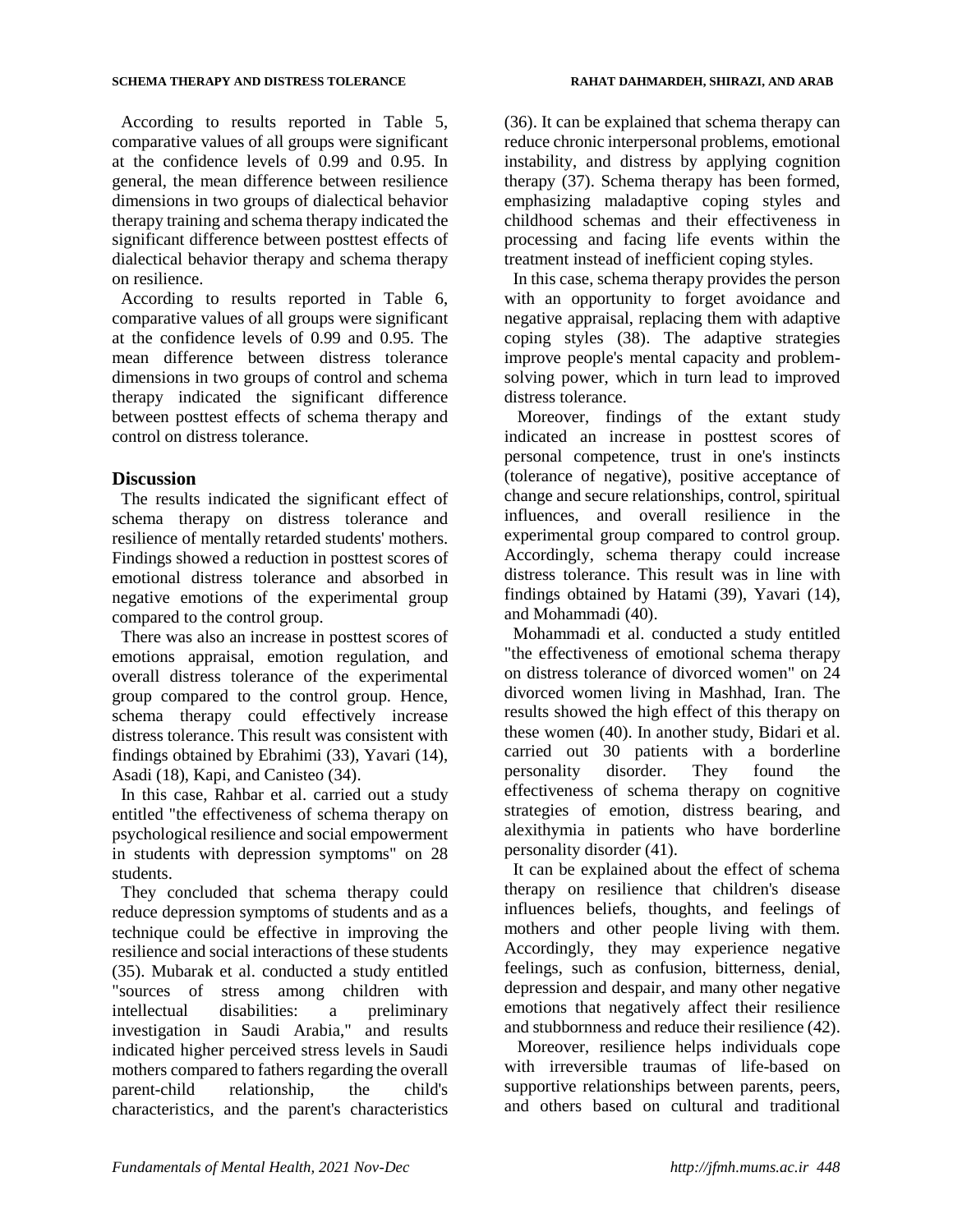According to results reported in Table 5, comparative values of all groups were significant at the confidence levels of 0.99 and 0.95. In general, the mean difference between resilience dimensions in two groups of dialectical behavior therapy training and schema therapy indicated the significant difference between posttest effects of dialectical behavior therapy and schema therapy on resilience.

According to results reported in Table 6, comparative values of all groups were significant at the confidence levels of 0.99 and 0.95. The mean difference between distress tolerance dimensions in two groups of control and schema therapy indicated the significant difference between posttest effects of schema therapy and control on distress tolerance.

## Discussion

The results indicated the significant effect of schema therapy on distress tolerance and resilience of mentally retarded students' mothers. Findings showed a reduction in posttest scores of emotional distress tolerance and absorbed in negative emotions of the experimental group compared to the control group.

There was also an increase in posttest scores of emotions appraisal, emotion regulation, and overall distress tolerance of the experimental group compared to the control group. Hence, schema therapy could effectively increase distress tolerance. This result was consistent with findings obtained by Ebrahimi (33), Yavari (14), Asadi (18), Kapi, and Canisteo (34).

In this case, Rahbar et al. carried out a study entitled "the effectiveness of schema therapy on psychological resilience and social empowerment in students with depression symptoms" on 28 students.

They concluded that schema therapy could reduce depression symptoms of students and as a technique could be effective in improving the resilience and social interactions of these students (35). Mubarak et al. conducted a study entitled "sources of stress among children with intellectual disabilities: a preliminary investigation in Saudi Arabia," and results indicated higher perceived stress levels in Saudi mothers compared to fathers regarding the overall parent-child relationship, the child's characteristics, and the parent's characteristics (36). It can be explained that schema therapy can reduce chronic interpersonal problems, emotional instability, and distress by applying cognition therapy (37). Schema therapy has been formed, emphasizing maladaptive coping styles and childhood schemas and their effectiveness in processing and facing life events within the treatment instead of inefficient coping styles.

In this case, schema therapy provides the person with an opportunity to forget avoidance and negative appraisal, replacing them with adaptive coping styles (38). The adaptive strategies improve people's mental capacity and problem-solving power, which in turn lead to improved distress tolerance.

Moreover, findings of the extant study indicated an increase in posttest scores of personal competence, trust in one's instincts (tolerance of negative), positive acceptance of change and secure relationships, control, spiritual influences, and overall resilience in the experimental group compared to control group. Accordingly, schema therapy could increase distress tolerance. This result was in line with findings obtained by Hatami (39), Yavari (14), and Mohammadi (40).

Mohammadi et al. conducted a study entitled "the effectiveness of emotional schema therapy on distress tolerance of divorced women" on 24 divorced women living in Mashhad, Iran. The results showed the high effect of this therapy on these women (40). In another study, Bidari et al. carried out 30 patients with a borderline personality disorder. They found the effectiveness of schema therapy on cognitive strategies of emotion, distress bearing, and alexithymia in patients who have borderline personality disorder (41).

It can be explained about the effect of schema therapy on resilience that children's disease influences beliefs, thoughts, and feelings of mothers and other people living with them. Accordingly, they may experience negative feelings, such as confusion, bitterness, denial, depression and despair, and many other negative emotions that negatively affect their resilience and stubbornness and reduce their resilience (42).

Moreover, resilience helps individuals cope with irreversible traumas of life-based on supportive relationships between parents, peers, and others based on cultural and traditional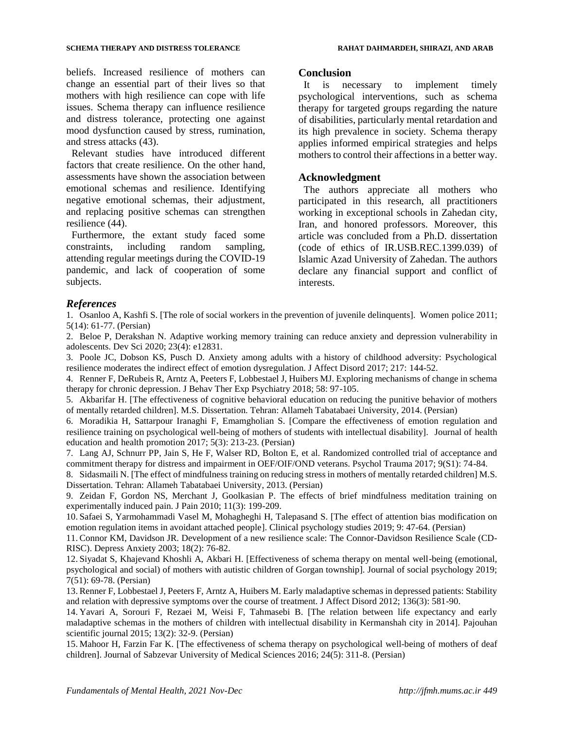beliefs. Increased resilience of mothers can change an essential part of their lives so that mothers with high resilience can cope with life issues. Schema therapy can influence resilience and distress tolerance, protecting one against mood dysfunction caused by stress, rumination, and stress attacks (43).

Relevant studies have introduced different factors that create resilience. On the other hand, assessments have shown the association between emotional schemas and resilience. Identifying negative emotional schemas, their adjustment, and replacing positive schemas can strengthen resilience (44).

Furthermore, the extant study faced some constraints, including random sampling, attending regular meetings during the COVID-19 pandemic, and lack of cooperation of some subjects.

## Conclusion

It is necessary to implement timely psychological interventions, such as schema therapy for targeted groups regarding the nature of disabilities, particularly mental retardation and its high prevalence in society. Schema therapy applies informed empirical strategies and helps mothers to control their affections in a better way.

## Acknowledgment

The authors appreciate all mothers who participated in this research, all practitioners working in exceptional schools in Zahedan city, Iran, and honored professors. Moreover, this article was concluded from a Ph.D. dissertation (code of ethics of IR.USB.REC.1399.039) of Islamic Azad University of Zahedan. The authors declare any financial support and conflict of interests.

## *References*

1. Osanloo A, Kashfi S. [The role of social workers in the prevention of juvenile delinquents]. Women police 2011; 5(14): 61-77. (Persian)
2. Beloe P, Derakshan N. Adaptive working memory training can reduce anxiety and depression vulnerability in adolescents. Dev Sci 2020; 23(4): e12831.
3. Poole JC, Dobson KS, Pusch D. Anxiety among adults with a history of childhood adversity: Psychological resilience moderates the indirect effect of emotion dysregulation. J Affect Disord 2017; 217: 144-52.
4. Renner F, DeRubeis R, Arntz A, Peeters F, Lobbestael J, Huibers MJ. Exploring mechanisms of change in schema therapy for chronic depression. J Behav Ther Exp Psychiatry 2018; 58: 97-105.
5. Akbarifar H. [The effectiveness of cognitive behavioral education on reducing the punitive behavior of mothers of mentally retarded children]. M.S. Dissertation. Tehran: Allameh Tabatabaei University, 2014. (Persian)
6. Moradikia H, Sattarpour Iranaghi F, Emamgholian S. [Compare the effectiveness of emotion regulation and resilience training on psychological well-being of mothers of students with intellectual disability]. Journal of health education and health promotion 2017; 5(3): 213-23. (Persian)
7. Lang AJ, Schnurr PP, Jain S, He F, Walser RD, Bolton E, et al. Randomized controlled trial of acceptance and commitment therapy for distress and impairment in OEF/OIF/OND veterans. Psychol Trauma 2017; 9(S1): 74-84.
8. Sidasmaili N. [The effect of mindfulness training on reducing stress in mothers of mentally retarded children] M.S. Dissertation. Tehran: Allameh Tabatabaei University, 2013. (Persian)
9. Zeidan F, Gordon NS, Merchant J, Goolkasian P. The effects of brief mindfulness meditation training on experimentally induced pain. J Pain 2010; 11(3): 199-209.
10. Safaei S, Yarmohammadi Vasel M, Mohagheghi H, Talepasand S. [The effect of attention bias modification on emotion regulation items in avoidant attached people]. Clinical psychology studies 2019; 9: 47-64. (Persian)
11. Connor KM, Davidson JR. Development of a new resilience scale: The Connor-Davidson Resilience Scale (CD-RISC). Depress Anxiety 2003; 18(2): 76-82.
12. Siyadat S, Khajevand Khoshli A, Akbari H. [Effectiveness of schema therapy on mental well-being (emotional, psychological and social) of mothers with autistic children of Gorgan township]. Journal of social psychology 2019; 7(51): 69-78. (Persian)
13. Renner F, Lobbestael J, Peeters F, Arntz A, Huibers M. Early maladaptive schemas in depressed patients: Stability and relation with depressive symptoms over the course of treatment. J Affect Disord 2012; 136(3): 581-90.
14. Yavari A, Sorouri F, Rezaei M, Weisi F, Tahmasebi B. [The relation between life expectancy and early maladaptive schemas in the mothers of children with intellectual disability in Kermanshah city in 2014]. Pajouhan scientific journal 2015; 13(2): 32-9. (Persian)
15. Mahoor H, Farzin Far K. [The effectiveness of schema therapy on psychological well-being of mothers of deaf children]. Journal of Sabzevar University of Medical Sciences 2016; 24(5): 311-8. (Persian)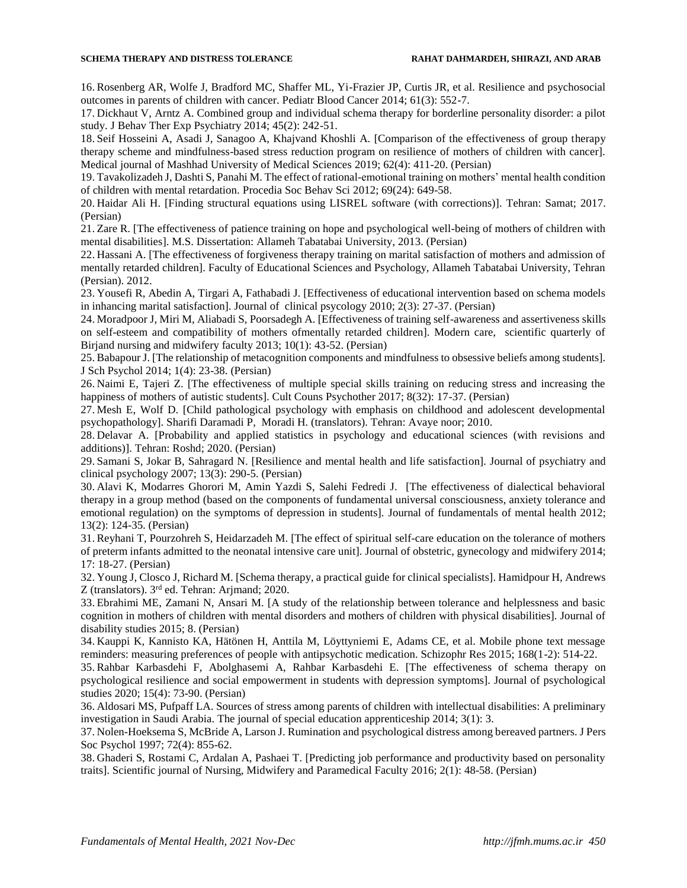16. Rosenberg AR, Wolfe J, Bradford MC, Shaffer ML, Yi-Frazier JP, Curtis JR, et al. Resilience and psychosocial outcomes in parents of children with cancer. Pediatr Blood Cancer 2014; 61(3): 552-7.

17. Dickhaut V, Arntz A. Combined group and individual schema therapy for borderline personality disorder: a pilot study. J Behav Ther Exp Psychiatry 2014; 45(2): 242-51.

18. Seif Hosseini A, Asadi J, Sanagoo A, Khajvand Khoshli A. [Comparison of the effectiveness of group therapy therapy scheme and mindfulness-based stress reduction program on resilience of mothers of children with cancer]. Medical journal of Mashhad University of Medical Sciences 2019; 62(4): 411-20. (Persian)

19. Tavakolizadeh J, Dashti S, Panahi M. The effect of rational-emotional training on mothers' mental health condition of children with mental retardation. Procedia Soc Behav Sci 2012; 69(24): 649-58.

20. Haidar Ali H. [Finding structural equations using LISREL software (with corrections)]. Tehran: Samat; 2017. (Persian)

21. Zare R. [The effectiveness of patience training on hope and psychological well-being of mothers of children with mental disabilities]. M.S. Dissertation: Allameh Tabatabai University, 2013. (Persian)

22. Hassani A. [The effectiveness of forgiveness therapy training on marital satisfaction of mothers and admission of mentally retarded children]. Faculty of Educational Sciences and Psychology, Allameh Tabatabai University, Tehran (Persian). 2012.

23. Yousefi R, Abedin A, Tirgari A, Fathabadi J. [Effectiveness of educational intervention based on schema models in inhancing marital satisfaction]. Journal of clinical psycology 2010; 2(3): 27-37. (Persian)

24. Moradpoor J, Miri M, Aliabadi S, Poorsadegh A. [Effectiveness of training self-awareness and assertiveness skills on self-esteem and compatibility of mothers ofmentally retarded children]. Modern care, scientific quarterly of Birjand nursing and midwifery faculty 2013; 10(1): 43-52. (Persian)

25. Babapour J. [The relationship of metacognition components and mindfulness to obsessive beliefs among students]. J Sch Psychol 2014; 1(4): 23-38. (Persian)

26. Naimi E, Tajeri Z. [The effectiveness of multiple special skills training on reducing stress and increasing the happiness of mothers of autistic students]. Cult Couns Psychother 2017; 8(32): 17-37. (Persian)

27. Mesh E, Wolf D. [Child pathological psychology with emphasis on childhood and adolescent developmental psychopathology]. Sharifi Daramadi P, Moradi H. (translators). Tehran: Avaye noor; 2010.

28. Delavar A. [Probability and applied statistics in psychology and educational sciences (with revisions and additions)]. Tehran: Roshd; 2020. (Persian)

29. Samani S, Jokar B, Sahragard N. [Resilience and mental health and life satisfaction]. Journal of psychiatry and clinical psychology 2007; 13(3): 290-5. (Persian)

30. Alavi K, Modarres Ghorori M, Amin Yazdi S, Salehi Fedredi J. [The effectiveness of dialectical behavioral therapy in a group method (based on the components of fundamental universal consciousness, anxiety tolerance and emotional regulation) on the symptoms of depression in students]. Journal of fundamentals of mental health 2012; 13(2): 124-35. (Persian)

31. Reyhani T, Pourzohreh S, Heidarzadeh M. [The effect of spiritual self-care education on the tolerance of mothers of preterm infants admitted to the neonatal intensive care unit]. Journal of obstetric, gynecology and midwifery 2014; 17: 18-27. (Persian)

32. Young J, Closco J, Richard M. [Schema therapy, a practical guide for clinical specialists]. Hamidpour H, Andrews Z (translators). 3rd ed. Tehran: Arjmand; 2020.

33. Ebrahimi ME, Zamani N, Ansari M. [A study of the relationship between tolerance and helplessness and basic cognition in mothers of children with mental disorders and mothers of children with physical disabilities]. Journal of disability studies 2015; 8. (Persian)

34. Kauppi K, Kannisto KA, Hätönen H, Anttila M, Löyttyniemi E, Adams CE, et al. Mobile phone text message reminders: measuring preferences of people with antipsychotic medication. Schizophr Res 2015; 168(1-2): 514-22.

35. Rahbar Karbasdehi F, Abolghasemi A, Rahbar Karbasdehi E. [The effectiveness of schema therapy on psychological resilience and social empowerment in students with depression symptoms]. Journal of psychological studies 2020; 15(4): 73-90. (Persian)

36. Aldosari MS, Pufpaff LA. Sources of stress among parents of children with intellectual disabilities: A preliminary investigation in Saudi Arabia. The journal of special education apprenticeship 2014; 3(1): 3.

37. Nolen-Hoeksema S, McBride A, Larson J. Rumination and psychological distress among bereaved partners. J Pers Soc Psychol 1997; 72(4): 855-62.

38. Ghaderi S, Rostami C, Ardalan A, Pashaei T. [Predicting job performance and productivity based on personality traits]. Scientific journal of Nursing, Midwifery and Paramedical Faculty 2016; 2(1): 48-58. (Persian)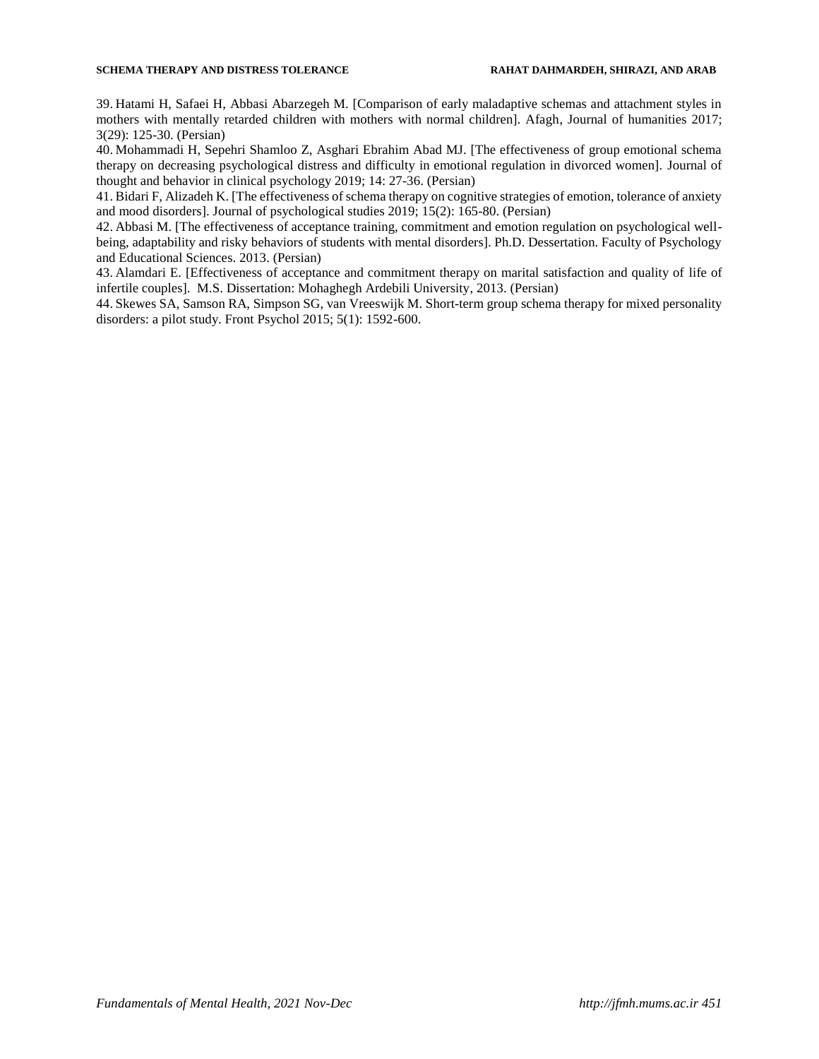39. Hatami H, Safaei H, Abbasi Abarzegeh M. [Comparison of early maladaptive schemas and attachment styles in mothers with mentally retarded children with mothers with normal children]. Afagh, Journal of humanities 2017; 3(29): 125-30. (Persian)

40. Mohammadi H, Sepehri Shamloo Z, Asghari Ebrahim Abad MJ. [The effectiveness of group emotional schema therapy on decreasing psychological distress and difficulty in emotional regulation in divorced women]. Journal of thought and behavior in clinical psychology 2019; 14: 27-36. (Persian)

41. Bidari F, Alizadeh K. [The effectiveness of schema therapy on cognitive strategies of emotion, tolerance of anxiety and mood disorders]. Journal of psychological studies 2019; 15(2): 165-80. (Persian)

42. Abbasi M. [The effectiveness of acceptance training, commitment and emotion regulation on psychological well-being, adaptability and risky behaviors of students with mental disorders]. Ph.D. Dessertation. Faculty of Psychology and Educational Sciences. 2013. (Persian)

43. Alamdari E. [Effectiveness of acceptance and commitment therapy on marital satisfaction and quality of life of infertile couples]. M.S. Dissertation: Mohaghegh Ardebili University, 2013. (Persian)

44. Skewes SA, Samson RA, Simpson SG, van Vreeswijk M. Short-term group schema therapy for mixed personality disorders: a pilot study. Front Psychol 2015; 5(1): 1592-600.